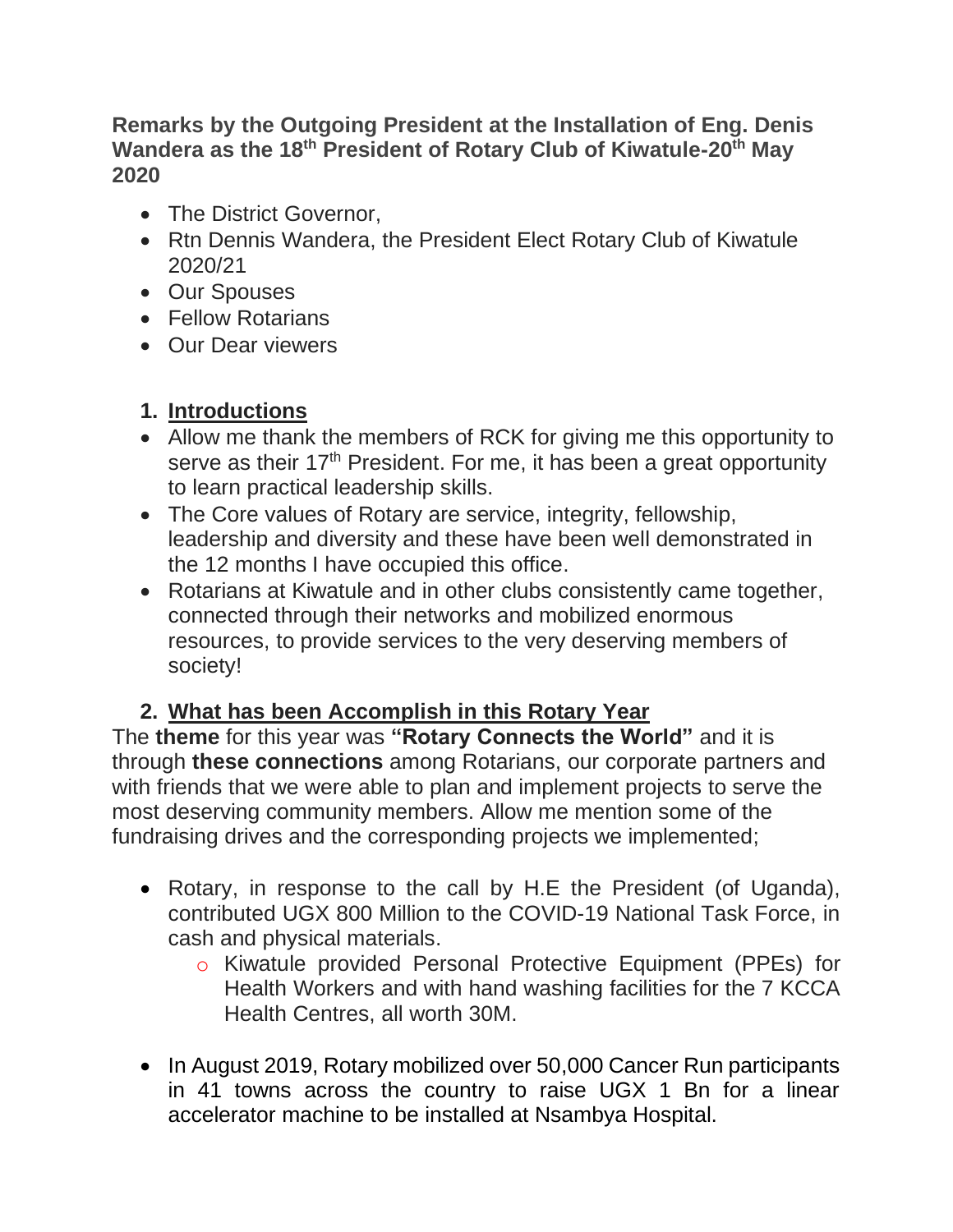**Remarks by the Outgoing President at the Installation of Eng. Denis Wandera as the 18th President of Rotary Club of Kiwatule-20th May 2020**

- The District Governor,
- Rtn Dennis Wandera, the President Elect Rotary Club of Kiwatule 2020/21
- Our Spouses
- Fellow Rotarians
- Our Dear viewers

## 1. Introductions

- Allow me thank the members of RCK for giving me this opportunity to serve as their 17th President. For me, it has been a great opportunity to learn practical leadership skills.
- The Core values of Rotary are service, integrity, fellowship, leadership and diversity and these have been well demonstrated in the 12 months I have occupied this office.
- Rotarians at Kiwatule and in other clubs consistently came together, connected through their networks and mobilized enormous resources, to provide services to the very deserving members of society!

## 2. What has been Accomplish in this Rotary Year

The **theme** for this year was **"Rotary Connects the World"** and it is through **these connections** among Rotarians, our corporate partners and with friends that we were able to plan and implement projects to serve the most deserving community members. Allow me mention some of the fundraising drives and the corresponding projects we implemented;

- Rotary, in response to the call by H.E the President (of Uganda), contributed UGX 800 Million to the COVID-19 National Task Force, in cash and physical materials.
    - Kiwatule provided Personal Protective Equipment (PPEs) for Health Workers and with hand washing facilities for the 7 KCCA Health Centres, all worth 30M.

- In August 2019, Rotary mobilized over 50,000 Cancer Run participants in 41 towns across the country to raise UGX 1 Bn for a linear accelerator machine to be installed at Nsambya Hospital.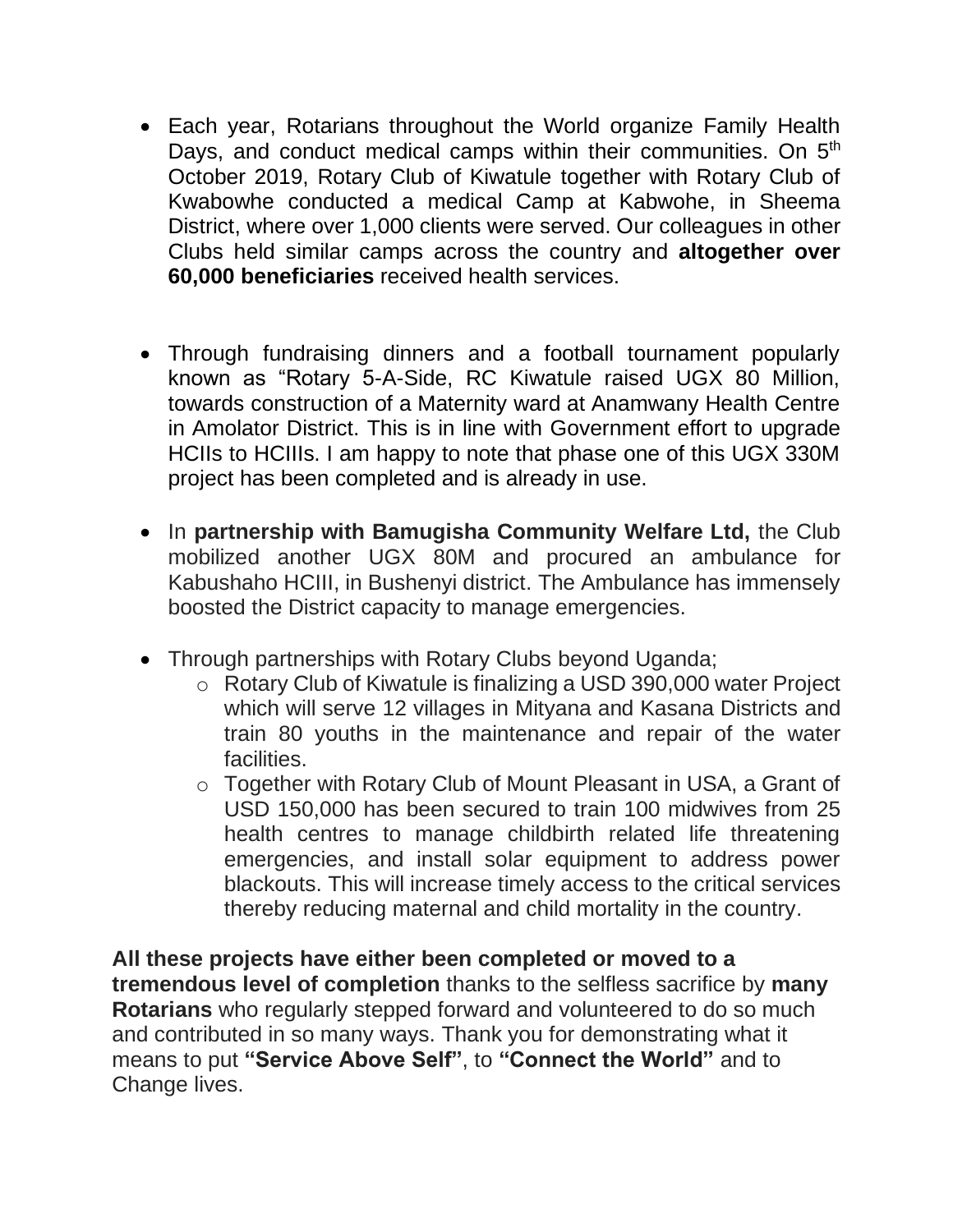- Each year, Rotarians throughout the World organize Family Health Days, and conduct medical camps within their communities. On 5th October 2019, Rotary Club of Kiwatule together with Rotary Club of Kwabowhe conducted a medical Camp at Kabwohe, in Sheema District, where over 1,000 clients were served. Our colleagues in other Clubs held similar camps across the country and **altogether over 60,000 beneficiaries** received health services.

- Through fundraising dinners and a football tournament popularly known as "Rotary 5-A-Side, RC Kiwatule raised UGX 80 Million, towards construction of a Maternity ward at Anamwany Health Centre in Amolator District. This is in line with Government effort to upgrade HCIIs to HCIIIs. I am happy to note that phase one of this UGX 330M project has been completed and is already in use.

- In **partnership with Bamugisha Community Welfare Ltd,** the Club mobilized another UGX 80M and procured an ambulance for Kabushaho HCIII, in Bushenyi district. The Ambulance has immensely boosted the District capacity to manage emergencies.

- Through partnerships with Rotary Clubs beyond Uganda;
  - Rotary Club of Kiwatule is finalizing a USD 390,000 water Project which will serve 12 villages in Mityana and Kasana Districts and train 80 youths in the maintenance and repair of the water facilities.
  - Together with Rotary Club of Mount Pleasant in USA, a Grant of USD 150,000 has been secured to train 100 midwives from 25 health centres to manage childbirth related life threatening emergencies, and install solar equipment to address power blackouts. This will increase timely access to the critical services thereby reducing maternal and child mortality in the country.

**All these projects have either been completed or moved to a tremendous level of completion** thanks to the selfless sacrifice by **many Rotarians** who regularly stepped forward and volunteered to do so much and contributed in so many ways. Thank you for demonstrating what it means to put **"Service Above Self"**, to **"Connect the World"** and to Change lives.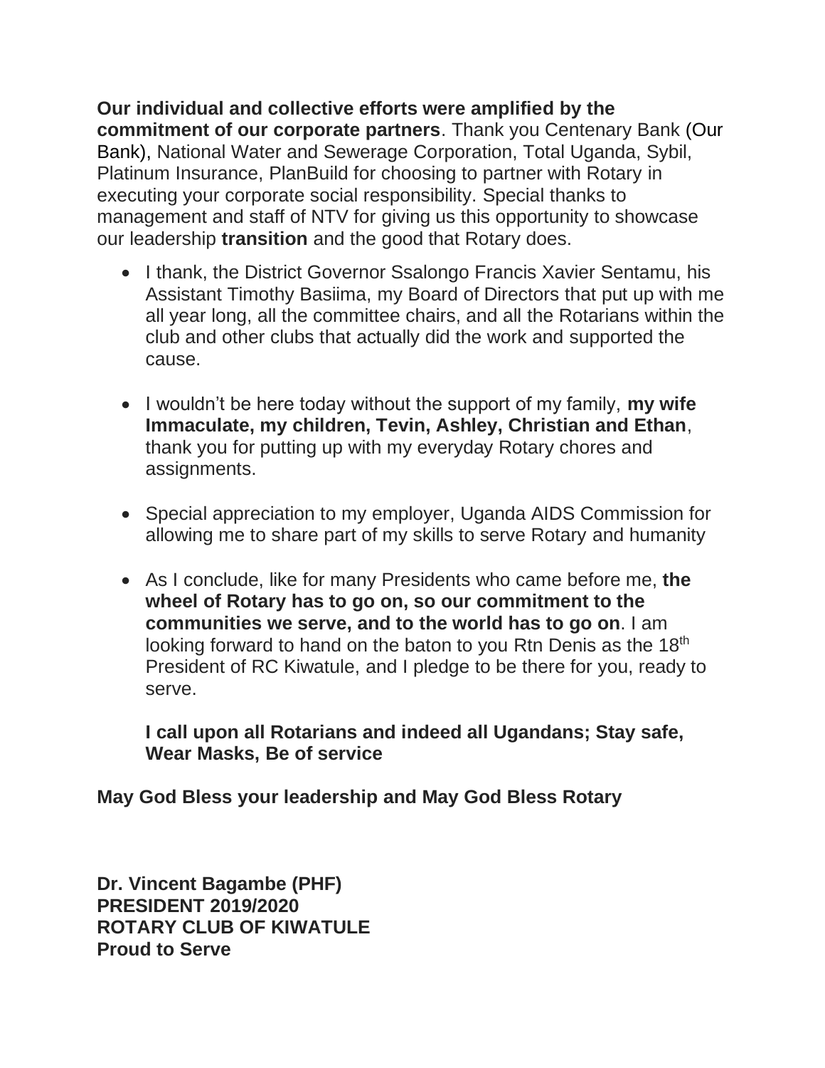**Our individual and collective efforts were amplified by the commitment of our corporate partners**. Thank you Centenary Bank (Our Bank), National Water and Sewerage Corporation, Total Uganda, Sybil, Platinum Insurance, PlanBuild for choosing to partner with Rotary in executing your corporate social responsibility. Special thanks to management and staff of NTV for giving us this opportunity to showcase our leadership **transition** and the good that Rotary does.

- I thank, the District Governor Ssalongo Francis Xavier Sentamu, his Assistant Timothy Basiima, my Board of Directors that put up with me all year long, all the committee chairs, and all the Rotarians within the club and other clubs that actually did the work and supported the cause.

- I wouldn't be here today without the support of my family, **my wife Immaculate, my children, Tevin, Ashley, Christian and Ethan**, thank you for putting up with my everyday Rotary chores and assignments.

- Special appreciation to my employer, Uganda AIDS Commission for allowing me to share part of my skills to serve Rotary and humanity

- As I conclude, like for many Presidents who came before me, **the wheel of Rotary has to go on, so our commitment to the communities we serve, and to the world has to go on**. I am looking forward to hand on the baton to you Rtn Denis as the 18th President of RC Kiwatule, and I pledge to be there for you, ready to serve.

  **I call upon all Rotarians and indeed all Ugandans; Stay safe, Wear Masks, Be of service**

**May God Bless your leadership and May God Bless Rotary**

**Dr. Vincent Bagambe (PHF)**
**PRESIDENT 2019/2020**
**ROTARY CLUB OF KIWATULE**
**Proud to Serve**